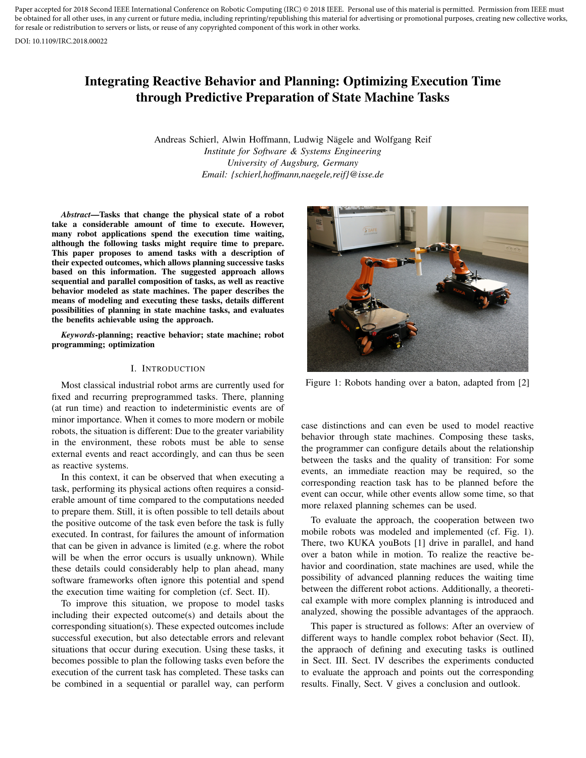Paper accepted for 2018 Second IEEE International Conference on Robotic Computing (IRC) © 2018 IEEE. Personal use of this material is permitted. Permission from IEEE must be obtained for all other uses, in any current or future media, including reprinting/republishing this material for advertising or promotional purposes, creating new collective works, for resale or redistribution to servers or lists, or reuse of any copyrighted component of this work in other works.

DOI: 10.1109/IRC.2018.00022

# Integrating Reactive Behavior and Planning: Optimizing Execution Time through Predictive Preparation of State Machine Tasks

Andreas Schierl, Alwin Hoffmann, Ludwig Nägele and Wolfgang Reif
*Institute for Software & Systems Engineering*
*University of Augsburg, Germany*
*Email: {schierl,hoffmann,naegele,reif}@isse.de*

***Abstract*—Tasks that change the physical state of a robot take a considerable amount of time to execute. However, many robot applications spend the execution time waiting, although the following tasks might require time to prepare. This paper proposes to amend tasks with a description of their expected outcomes, which allows planning successive tasks based on this information. The suggested approach allows sequential and parallel composition of tasks, as well as reactive behavior modeled as state machines. The paper describes the means of modeling and executing these tasks, details different possibilities of planning in state machine tasks, and evaluates the benefits achievable using the approach.**

***Keywords*-planning; reactive behavior; state machine; robot programming; optimization**

## I. Introduction

Most classical industrial robot arms are currently used for fixed and recurring preprogrammed tasks. There, planning (at run time) and reaction to indeterministic events are of minor importance. When it comes to more modern or mobile robots, the situation is different: Due to the greater variability in the environment, these robots must be able to sense external events and react accordingly, and can thus be seen as reactive systems.

In this context, it can be observed that when executing a task, performing its physical actions often requires a considerable amount of time compared to the computations needed to prepare them. Still, it is often possible to tell details about the positive outcome of the task even before the task is fully executed. In contrast, for failures the amount of information that can be given in advance is limited (e.g. where the robot will be when the error occurs is usually unknown). While these details could considerably help to plan ahead, many software frameworks often ignore this potential and spend the execution time waiting for completion (cf. Sect. II).

To improve this situation, we propose to model tasks including their expected outcome(s) and details about the corresponding situation(s). These expected outcomes include successful execution, but also detectable errors and relevant situations that occur during execution. Using these tasks, it becomes possible to plan the following tasks even before the execution of the current task has completed. These tasks can be combined in a sequential or parallel way, can perform case distinctions and can even be used to model reactive behavior through state machines. Composing these tasks, the programmer can configure details about the relationship between the tasks and the quality of transition: For some events, an immediate reaction may be required, so the corresponding reaction task has to be planned before the event can occur, while other events allow some time, so that more relaxed planning schemes can be used.

Figure 1: Robots handing over a baton, adapted from [2]

To evaluate the approach, the cooperation between two mobile robots was modeled and implemented (cf. Fig. 1). There, two KUKA youBots [1] drive in parallel, and hand over a baton while in motion. To realize the reactive behavior and coordination, state machines are used, while the possibility of advanced planning reduces the waiting time between the different robot actions. Additionally, a theoretical example with more complex planning is introduced and analyzed, showing the possible advantages of the appraoch.

This paper is structured as follows: After an overview of different ways to handle complex robot behavior (Sect. II), the appraoch of defining and executing tasks is outlined in Sect. III. Sect. IV describes the experiments conducted to evaluate the approach and points out the corresponding results. Finally, Sect. V gives a conclusion and outlook.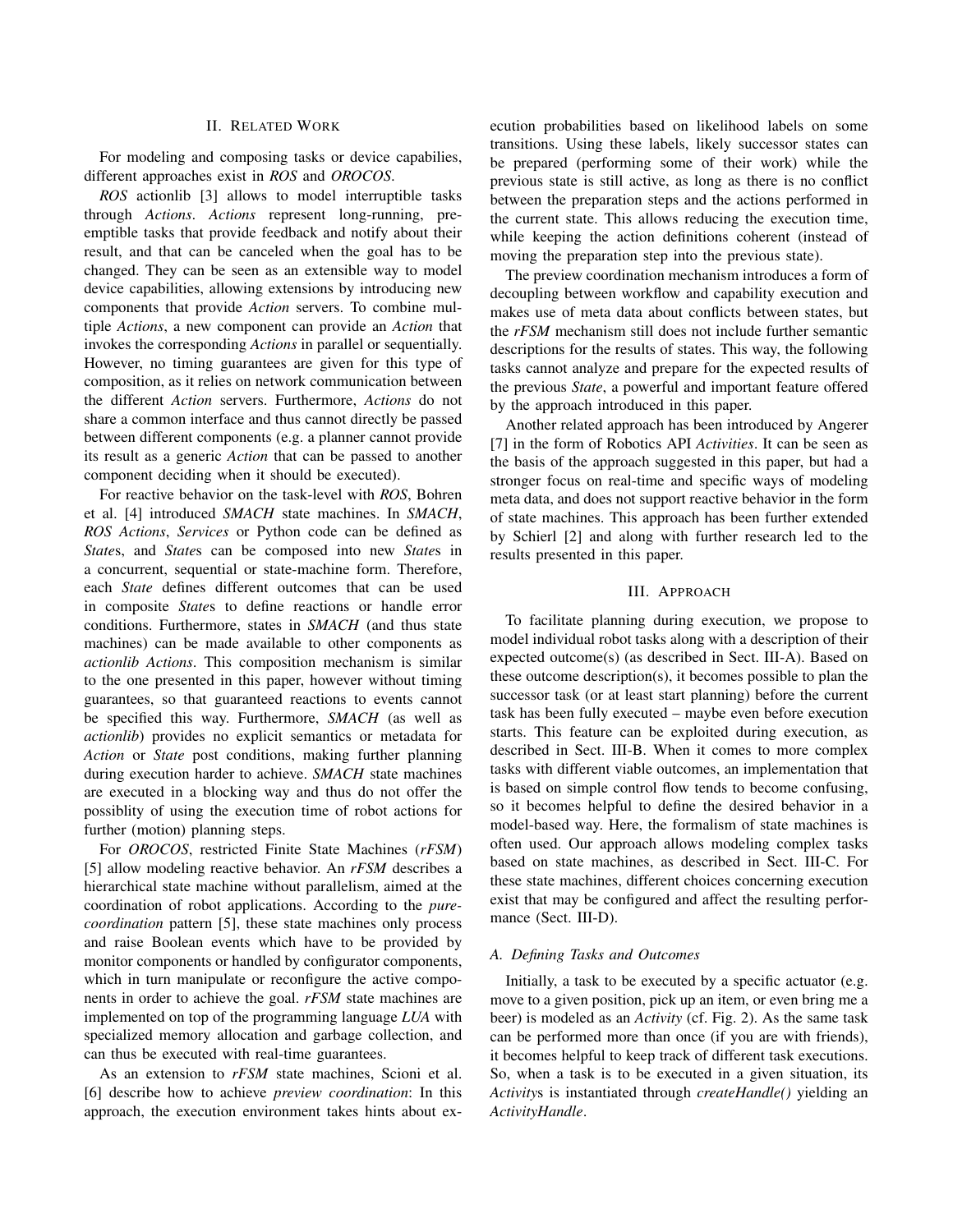## II. Related Work

For modeling and composing tasks or device capabilies, different approaches exist in *ROS* and *OROCOS*.

*ROS* actionlib [3] allows to model interruptible tasks through *Actions*. *Actions* represent long-running, preemptible tasks that provide feedback and notify about their result, and that can be canceled when the goal has to be changed. They can be seen as an extensible way to model device capabilities, allowing extensions by introducing new components that provide *Action* servers. To combine multiple *Actions*, a new component can provide an *Action* that invokes the corresponding *Actions* in parallel or sequentially. However, no timing guarantees are given for this type of composition, as it relies on network communication between the different *Action* servers. Furthermore, *Actions* do not share a common interface and thus cannot directly be passed between different components (e.g. a planner cannot provide its result as a generic *Action* that can be passed to another component deciding when it should be executed).

For reactive behavior on the task-level with *ROS*, Bohren et al. [4] introduced *SMACH* state machines. In *SMACH*, *ROS Actions*, *Services* or Python code can be defined as *State*s, and *State*s can be composed into new *State*s in a concurrent, sequential or state-machine form. Therefore, each *State* defines different outcomes that can be used in composite *State*s to define reactions or handle error conditions. Furthermore, states in *SMACH* (and thus state machines) can be made available to other components as *actionlib Actions*. This composition mechanism is similar to the one presented in this paper, however without timing guarantees, so that guaranteed reactions to events cannot be specified this way. Furthermore, *SMACH* (as well as *actionlib*) provides no explicit semantics or metadata for *Action* or *State* post conditions, making further planning during execution harder to achieve. *SMACH* state machines are executed in a blocking way and thus do not offer the possiblity of using the execution time of robot actions for further (motion) planning steps.

For *OROCOS*, restricted Finite State Machines (*rFSM*) [5] allow modeling reactive behavior. An *rFSM* describes a hierarchical state machine without parallelism, aimed at the coordination of robot applications. According to the *pure-coordination* pattern [5], these state machines only process and raise Boolean events which have to be provided by monitor components or handled by configurator components, which in turn manipulate or reconfigure the active components in order to achieve the goal. *rFSM* state machines are implemented on top of the programming language *LUA* with specialized memory allocation and garbage collection, and can thus be executed with real-time guarantees.

As an extension to *rFSM* state machines, Scioni et al. [6] describe how to achieve *preview coordination*: In this approach, the execution environment takes hints about execution probabilities based on likelihood labels on some transitions. Using these labels, likely successor states can be prepared (performing some of their work) while the previous state is still active, as long as there is no conflict between the preparation steps and the actions performed in the current state. This allows reducing the execution time, while keeping the action definitions coherent (instead of moving the preparation step into the previous state).

The preview coordination mechanism introduces a form of decoupling between workflow and capability execution and makes use of meta data about conflicts between states, but the *rFSM* mechanism still does not include further semantic descriptions for the results of states. This way, the following tasks cannot analyze and prepare for the expected results of the previous *State*, a powerful and important feature offered by the approach introduced in this paper.

Another related approach has been introduced by Angerer [7] in the form of Robotics API *Activities*. It can be seen as the basis of the approach suggested in this paper, but had a stronger focus on real-time and specific ways of modeling meta data, and does not support reactive behavior in the form of state machines. This approach has been further extended by Schierl [2] and along with further research led to the results presented in this paper.

## III. Approach

To facilitate planning during execution, we propose to model individual robot tasks along with a description of their expected outcome(s) (as described in Sect. III-A). Based on these outcome description(s), it becomes possible to plan the successor task (or at least start planning) before the current task has been fully executed – maybe even before execution starts. This feature can be exploited during execution, as described in Sect. III-B. When it comes to more complex tasks with different viable outcomes, an implementation that is based on simple control flow tends to become confusing, so it becomes helpful to define the desired behavior in a model-based way. Here, the formalism of state machines is often used. Our approach allows modeling complex tasks based on state machines, as described in Sect. III-C. For these state machines, different choices concerning execution exist that may be configured and affect the resulting performance (Sect. III-D).

### A. Defining Tasks and Outcomes

Initially, a task to be executed by a specific actuator (e.g. move to a given position, pick up an item, or even bring me a beer) is modeled as an *Activity* (cf. Fig. 2). As the same task can be performed more than once (if you are with friends), it becomes helpful to keep track of different task executions. So, when a task is to be executed in a given situation, its *Activity*s is instantiated through *createHandle()* yielding an *ActivityHandle*.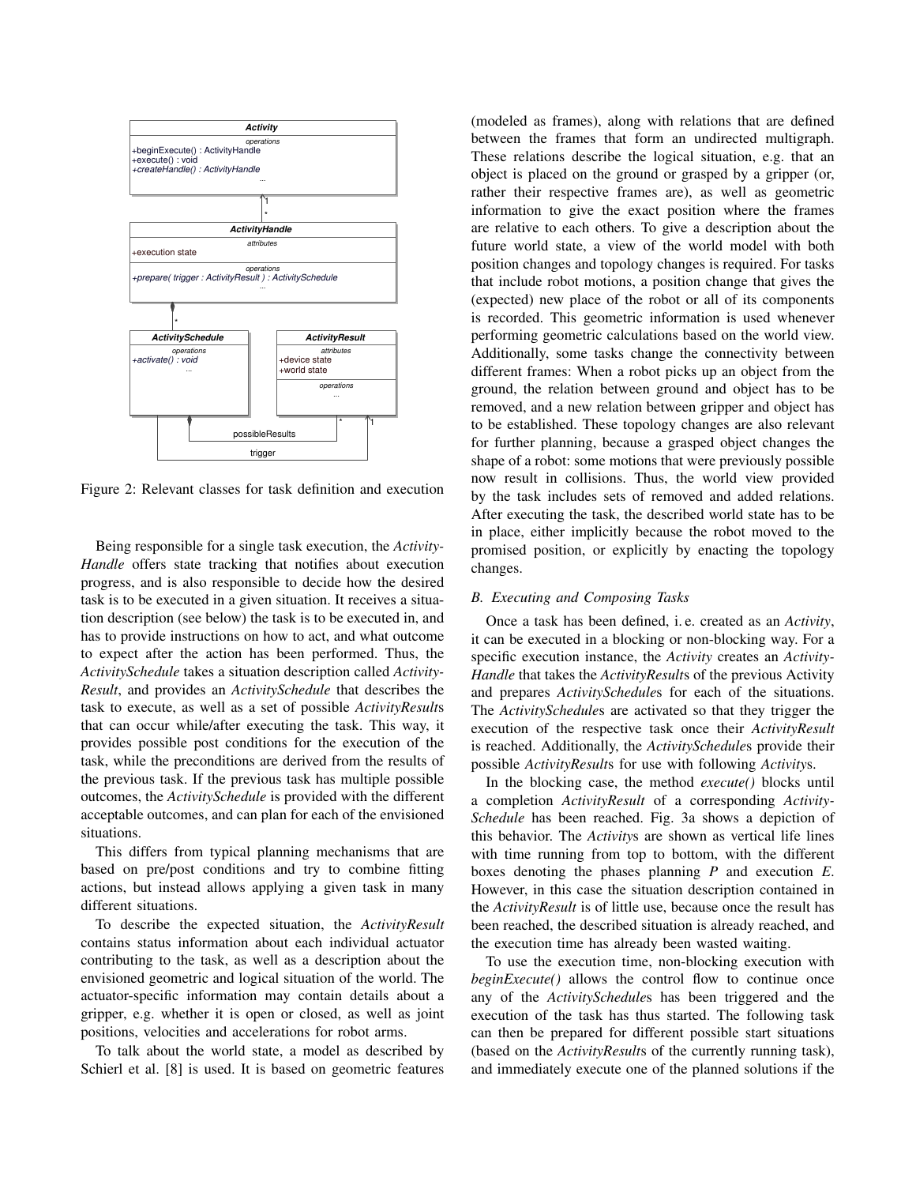Figure 2: Relevant classes for task definition and execution

Being responsible for a single task execution, the *ActivityHandle* offers state tracking that notifies about execution progress, and is also responsible to decide how the desired task is to be executed in a given situation. It receives a situation description (see below) the task is to be executed in, and has to provide instructions on how to act, and what outcome to expect after the action has been performed. Thus, the *ActivitySchedule* takes a situation description called *ActivityResult*, and provides an *ActivitySchedule* that describes the task to execute, as well as a set of possible *ActivityResult*s that can occur while/after executing the task. This way, it provides possible post conditions for the execution of the task, while the preconditions are derived from the results of the previous task. If the previous task has multiple possible outcomes, the *ActivitySchedule* is provided with the different acceptable outcomes, and can plan for each of the envisioned situations.

This differs from typical planning mechanisms that are based on pre/post conditions and try to combine fitting actions, but instead allows applying a given task in many different situations.

To describe the expected situation, the *ActivityResult* contains status information about each individual actuator contributing to the task, as well as a description about the envisioned geometric and logical situation of the world. The actuator-specific information may contain details about a gripper, e.g. whether it is open or closed, as well as joint positions, velocities and accelerations for robot arms.

To talk about the world state, a model as described by Schierl et al. [8] is used. It is based on geometric features (modeled as frames), along with relations that are defined between the frames that form an undirected multigraph. These relations describe the logical situation, e.g. that an object is placed on the ground or grasped by a gripper (or, rather their respective frames are), as well as geometric information to give the exact position where the frames are relative to each others. To give a description about the future world state, a view of the world model with both position changes and topology changes is required. For tasks that include robot motions, a position change that gives the (expected) new place of the robot or all of its components is recorded. This geometric information is used whenever performing geometric calculations based on the world view. Additionally, some tasks change the connectivity between different frames: When a robot picks up an object from the ground, the relation between ground and object has to be removed, and a new relation between gripper and object has to be established. These topology changes are also relevant for further planning, because a grasped object changes the shape of a robot: some motions that were previously possible now result in collisions. Thus, the world view provided by the task includes sets of removed and added relations. After executing the task, the described world state has to be in place, either implicitly because the robot moved to the promised position, or explicitly by enacting the topology changes.

### B. Executing and Composing Tasks

Once a task has been defined, i. e. created as an *Activity*, it can be executed in a blocking or non-blocking way. For a specific execution instance, the *Activity* creates an *ActivityHandle* that takes the *ActivityResult*s of the previous Activity and prepares *ActivitySchedule*s for each of the situations. The *ActivitySchedule*s are activated so that they trigger the execution of the respective task once their *ActivityResult* is reached. Additionally, the *ActivitySchedule*s provide their possible *ActivityResult*s for use with following *Activity*s.

In the blocking case, the method *execute()* blocks until a completion *ActivityResult* of a corresponding *ActivitySchedule* has been reached. Fig. 3a shows a depiction of this behavior. The *Activity*s are shown as vertical life lines with time running from top to bottom, with the different boxes denoting the phases planning *P* and execution *E*. However, in this case the situation description contained in the *ActivityResult* is of little use, because once the result has been reached, the described situation is already reached, and the execution time has already been wasted waiting.

To use the execution time, non-blocking execution with *beginExecute()* allows the control flow to continue once any of the *ActivitySchedule*s has been triggered and the execution of the task has thus started. The following task can then be prepared for different possible start situations (based on the *ActivityResult*s of the currently running task), and immediately execute one of the planned solutions if the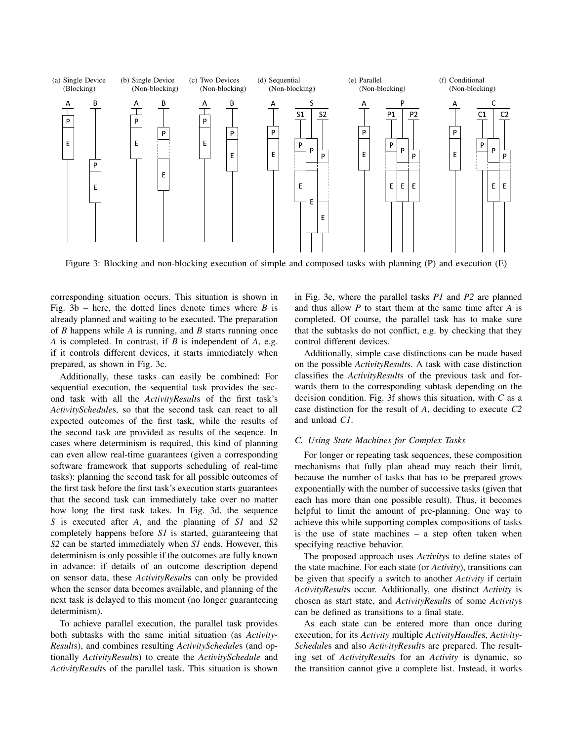Figure 3: Blocking and non-blocking execution of simple and composed tasks with planning (P) and execution (E)

corresponding situation occurs. This situation is shown in Fig. 3b – here, the dotted lines denote times where *B* is already planned and waiting to be executed. The preparation of *B* happens while *A* is running, and *B* starts running once *A* is completed. In contrast, if *B* is independent of *A*, e.g. if it controls different devices, it starts immediately when prepared, as shown in Fig. 3c.

Additionally, these tasks can easily be combined: For sequential execution, the sequential task provides the second task with all the *ActivityResult*s of the first task's *ActivitySchedule*s, so that the second task can react to all expected outcomes of the first task, while the results of the second task are provided as results of the seqence. In cases where determinism is required, this kind of planning can even allow real-time guarantees (given a corresponding software framework that supports scheduling of real-time tasks): planning the second task for all possible outcomes of the first task before the first task's execution starts guarantees that the second task can immediately take over no matter how long the first task takes. In Fig. 3d, the sequence *S* is executed after *A*, and the planning of *S1* and *S2* completely happens before *S1* is started, guaranteeing that *S2* can be started immediately when *S1* ends. However, this determinism is only possible if the outcomes are fully known in advance: if details of an outcome description depend on sensor data, these *ActivityResult*s can only be provided when the sensor data becomes available, and planning of the next task is delayed to this moment (no longer guaranteeing determinism).

To achieve parallel execution, the parallel task provides both subtasks with the same initial situation (as *ActivityResult*s), and combines resulting *ActivitySchedule*s (and optionally *ActivityResult*s) to create the *ActivitySchedule* and *ActivityResult*s of the parallel task. This situation is shown in Fig. 3e, where the parallel tasks *P1* and *P2* are planned and thus allow *P* to start them at the same time after *A* is completed. Of course, the parallel task has to make sure that the subtasks do not conflict, e.g. by checking that they control different devices.

Additionally, simple case distinctions can be made based on the possible *ActivityResult*s. A task with case distinction classifies the *ActivityResult*s of the previous task and forwards them to the corresponding subtask depending on the decision condition. Fig. 3f shows this situation, with *C* as a case distinction for the result of *A*, deciding to execute *C2* and unload *C1*.

### C. Using State Machines for Complex Tasks

For longer or repeating task sequences, these composition mechanisms that fully plan ahead may reach their limit, because the number of tasks that has to be prepared grows exponentially with the number of successive tasks (given that each has more than one possible result). Thus, it becomes helpful to limit the amount of pre-planning. One way to achieve this while supporting complex compositions of tasks is the use of state machines – a step often taken when specifying reactive behavior.

The proposed approach uses *Activity*s to define states of the state machine. For each state (or *Activity*), transitions can be given that specify a switch to another *Activity* if certain *ActivityResult*s occur. Additionally, one distinct *Activity* is chosen as start state, and *ActivityResult*s of some *Activity*s can be defined as transitions to a final state.

As each state can be entered more than once during execution, for its *Activity* multiple *ActivityHandle*s, *ActivitySchedule*s and also *ActivityResult*s are prepared. The resulting set of *ActivityResult*s for an *Activity* is dynamic, so the transition cannot give a complete list. Instead, it works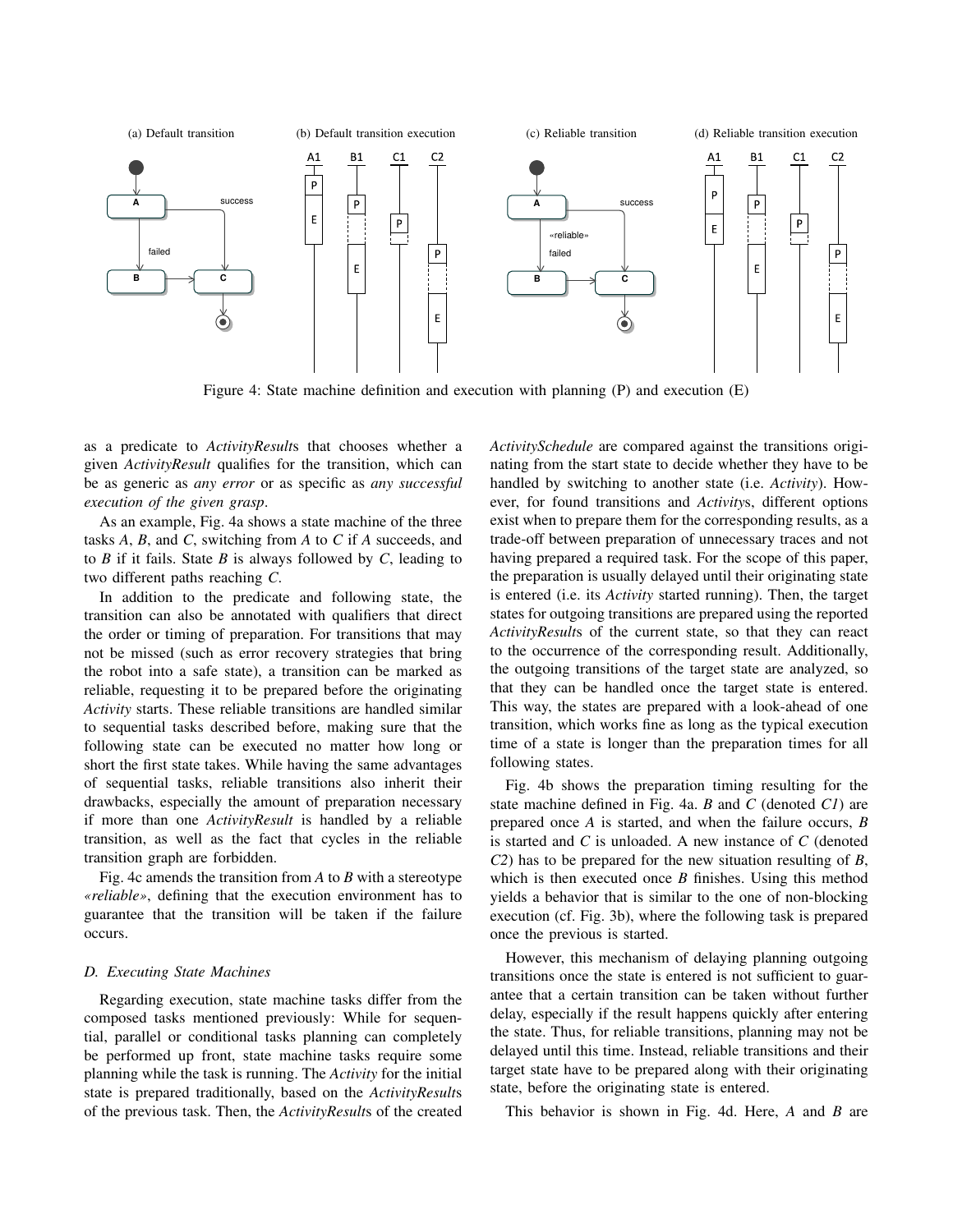(a) Default transition (b) Default transition execution (c) Reliable transition (d) Reliable transition execution

Figure 4: State machine definition and execution with planning (P) and execution (E)

as a predicate to *ActivityResult*s that chooses whether a given *ActivityResult* qualifies for the transition, which can be as generic as *any error* or as specific as *any successful execution of the given grasp*.

As an example, Fig. 4a shows a state machine of the three tasks *A*, *B*, and *C*, switching from *A* to *C* if *A* succeeds, and to *B* if it fails. State *B* is always followed by *C*, leading to two different paths reaching *C*.

In addition to the predicate and following state, the transition can also be annotated with qualifiers that direct the order or timing of preparation. For transitions that may not be missed (such as error recovery strategies that bring the robot into a safe state), a transition can be marked as reliable, requesting it to be prepared before the originating *Activity* starts. These reliable transitions are handled similar to sequential tasks described before, making sure that the following state can be executed no matter how long or short the first state takes. While having the same advantages of sequential tasks, reliable transitions also inherit their drawbacks, especially the amount of preparation necessary if more than one *ActivityResult* is handled by a reliable transition, as well as the fact that cycles in the reliable transition graph are forbidden.

Fig. 4c amends the transition from *A* to *B* with a stereotype *«reliable»*, defining that the execution environment has to guarantee that the transition will be taken if the failure occurs.

### D. Executing State Machines

Regarding execution, state machine tasks differ from the composed tasks mentioned previously: While for sequential, parallel or conditional tasks planning can completely be performed up front, state machine tasks require some planning while the task is running. The *Activity* for the initial state is prepared traditionally, based on the *ActivityResult*s of the previous task. Then, the *ActivityResult*s of the created *ActivitySchedule* are compared against the transitions originating from the start state to decide whether they have to be handled by switching to another state (i.e. *Activity*). However, for found transitions and *Activity*s, different options exist when to prepare them for the corresponding results, as a trade-off between preparation of unnecessary traces and not having prepared a required task. For the scope of this paper, the preparation is usually delayed until their originating state is entered (i.e. its *Activity* started running). Then, the target states for outgoing transitions are prepared using the reported *ActivityResult*s of the current state, so that they can react to the occurrence of the corresponding result. Additionally, the outgoing transitions of the target state are analyzed, so that they can be handled once the target state is entered. This way, the states are prepared with a look-ahead of one transition, which works fine as long as the typical execution time of a state is longer than the preparation times for all following states.

Fig. 4b shows the preparation timing resulting for the state machine defined in Fig. 4a. *B* and *C* (denoted *C1*) are prepared once *A* is started, and when the failure occurs, *B* is started and *C* is unloaded. A new instance of *C* (denoted *C2*) has to be prepared for the new situation resulting of *B*, which is then executed once *B* finishes. Using this method yields a behavior that is similar to the one of non-blocking execution (cf. Fig. 3b), where the following task is prepared once the previous is started.

However, this mechanism of delaying planning outgoing transitions once the state is entered is not sufficient to guarantee that a certain transition can be taken without further delay, especially if the result happens quickly after entering the state. Thus, for reliable transitions, planning may not be delayed until this time. Instead, reliable transitions and their target state have to be prepared along with their originating state, before the originating state is entered.

This behavior is shown in Fig. 4d. Here, *A* and *B* are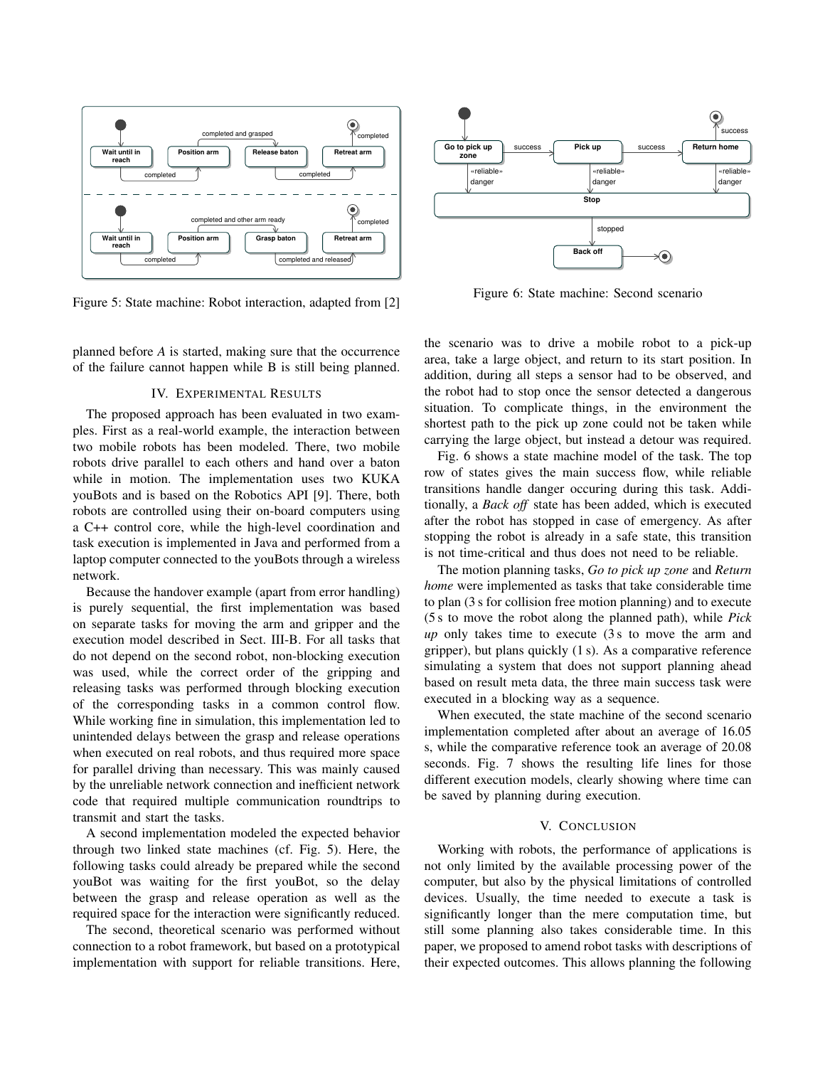Figure 5: State machine: Robot interaction, adapted from [2]

Figure 6: State machine: Second scenario

planned before *A* is started, making sure that the occurrence of the failure cannot happen while B is still being planned.

## IV. Experimental Results

The proposed approach has been evaluated in two examples. First as a real-world example, the interaction between two mobile robots has been modeled. There, two mobile robots drive parallel to each others and hand over a baton while in motion. The implementation uses two KUKA youBots and is based on the Robotics API [9]. There, both robots are controlled using their on-board computers using a C++ control core, while the high-level coordination and task execution is implemented in Java and performed from a laptop computer connected to the youBots through a wireless network.

Because the handover example (apart from error handling) is purely sequential, the first implementation was based on separate tasks for moving the arm and gripper and the execution model described in Sect. III-B. For all tasks that do not depend on the second robot, non-blocking execution was used, while the correct order of the gripping and releasing tasks was performed through blocking execution of the corresponding tasks in a common control flow. While working fine in simulation, this implementation led to unintended delays between the grasp and release operations when executed on real robots, and thus required more space for parallel driving than necessary. This was mainly caused by the unreliable network connection and inefficient network code that required multiple communication roundtrips to transmit and start the tasks.

A second implementation modeled the expected behavior through two linked state machines (cf. Fig. 5). Here, the following tasks could already be prepared while the second youBot was waiting for the first youBot, so the delay between the grasp and release operation as well as the required space for the interaction were significantly reduced.

The second, theoretical scenario was performed without connection to a robot framework, but based on a prototypical implementation with support for reliable transitions. Here, the scenario was to drive a mobile robot to a pick-up area, take a large object, and return to its start position. In addition, during all steps a sensor had to be observed, and the robot had to stop once the sensor detected a dangerous situation. To complicate things, in the environment the shortest path to the pick up zone could not be taken while carrying the large object, but instead a detour was required.

Fig. 6 shows a state machine model of the task. The top row of states gives the main success flow, while reliable transitions handle danger occuring during this task. Additionally, a *Back off* state has been added, which is executed after the robot has stopped in case of emergency. As after stopping the robot is already in a safe state, this transition is not time-critical and thus does not need to be reliable.

The motion planning tasks, *Go to pick up zone* and *Return home* were implemented as tasks that take considerable time to plan (3 s for collision free motion planning) and to execute (5 s to move the robot along the planned path), while *Pick up* only takes time to execute (3 s to move the arm and gripper), but plans quickly (1 s). As a comparative reference simulating a system that does not support planning ahead based on result meta data, the three main success task were executed in a blocking way as a sequence.

When executed, the state machine of the second scenario implementation completed after about an average of 16.05 s, while the comparative reference took an average of 20.08 seconds. Fig. 7 shows the resulting life lines for those different execution models, clearly showing where time can be saved by planning during execution.

## V. Conclusion

Working with robots, the performance of applications is not only limited by the available processing power of the computer, but also by the physical limitations of controlled devices. Usually, the time needed to execute a task is significantly longer than the mere computation time, but still some planning also takes considerable time. In this paper, we proposed to amend robot tasks with descriptions of their expected outcomes. This allows planning the following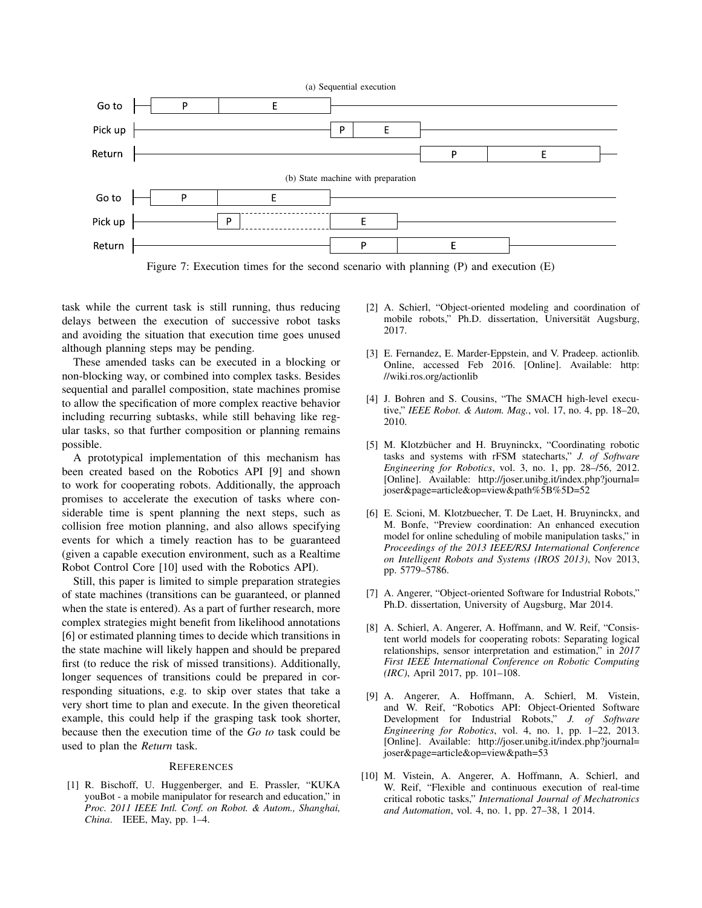(a) Sequential execution

Go to
P
E

Pick up
P
E

Return
P
E

(b) State machine with preparation

Go to
P
E

Pick up
P
E

Return
P
E

Figure 7: Execution times for the second scenario with planning (P) and execution (E)

task while the current task is still running, thus reducing delays between the execution of successive robot tasks and avoiding the situation that execution time goes unused although planning steps may be pending.

These amended tasks can be executed in a blocking or non-blocking way, or combined into complex tasks. Besides sequential and parallel composition, state machines promise to allow the specification of more complex reactive behavior including recurring subtasks, while still behaving like regular tasks, so that further composition or planning remains possible.

A prototypical implementation of this mechanism has been created based on the Robotics API [9] and shown to work for cooperating robots. Additionally, the approach promises to accelerate the execution of tasks where considerable time is spent planning the next steps, such as collision free motion planning, and also allows specifying events for which a timely reaction has to be guaranteed (given a capable execution environment, such as a Realtime Robot Control Core [10] used with the Robotics API).

Still, this paper is limited to simple preparation strategies of state machines (transitions can be guaranteed, or planned when the state is entered). As a part of further research, more complex strategies might benefit from likelihood annotations [6] or estimated planning times to decide which transitions in the state machine will likely happen and should be prepared first (to reduce the risk of missed transitions). Additionally, longer sequences of transitions could be prepared in corresponding situations, e.g. to skip over states that take a very short time to plan and execute. In the given theoretical example, this could help if the grasping task took shorter, because then the execution time of the *Go to* task could be used to plan the *Return* task.

## References

[1] R. Bischoff, U. Huggenberger, and E. Prassler, "KUKA youBot - a mobile manipulator for research and education," in *Proc. 2011 IEEE Intl. Conf. on Robot. & Autom., Shanghai, China*. IEEE, May, pp. 1–4.

[2] A. Schierl, "Object-oriented modeling and coordination of mobile robots," Ph.D. dissertation, Universität Augsburg, 2017.

[3] E. Fernandez, E. Marder-Eppstein, and V. Pradeep. actionlib. Online, accessed Feb 2016. [Online]. Available: http://wiki.ros.org/actionlib

[4] J. Bohren and S. Cousins, "The SMACH high-level executive," *IEEE Robot. & Autom. Mag.*, vol. 17, no. 4, pp. 18–20, 2010.

[5] M. Klotzbücher and H. Bruyninckx, "Coordinating robotic tasks and systems with rFSM statecharts," *J. of Software Engineering for Robotics*, vol. 3, no. 1, pp. 28–/56, 2012. [Online]. Available: http://joser.unibg.it/index.php?journal=joser&page=article&op=view&path%5B%5D=52

[6] E. Scioni, M. Klotzbuecher, T. De Laet, H. Bruyninckx, and M. Bonfe, "Preview coordination: An enhanced execution model for online scheduling of mobile manipulation tasks," in *Proceedings of the 2013 IEEE/RSJ International Conference on Intelligent Robots and Systems (IROS 2013)*, Nov 2013, pp. 5779–5786.

[7] A. Angerer, "Object-oriented Software for Industrial Robots," Ph.D. dissertation, University of Augsburg, Mar 2014.

[8] A. Schierl, A. Angerer, A. Hoffmann, and W. Reif, "Consistent world models for cooperating robots: Separating logical relationships, sensor interpretation and estimation," in *2017 First IEEE International Conference on Robotic Computing (IRC)*, April 2017, pp. 101–108.

[9] A. Angerer, A. Hoffmann, A. Schierl, M. Vistein, and W. Reif, "Robotics API: Object-Oriented Software Development for Industrial Robots," *J. of Software Engineering for Robotics*, vol. 4, no. 1, pp. 1–22, 2013. [Online]. Available: http://joser.unibg.it/index.php?journal=joser&page=article&op=view&path=53

[10] M. Vistein, A. Angerer, A. Hoffmann, A. Schierl, and W. Reif, "Flexible and continuous execution of real-time critical robotic tasks," *International Journal of Mechatronics and Automation*, vol. 4, no. 1, pp. 27–38, 1 2014.